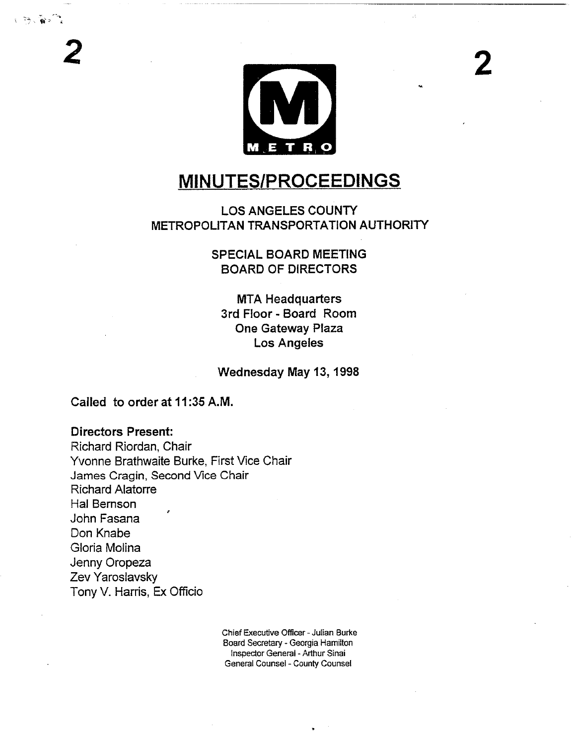# MINUTES/PROCEEDINGS

## LOS ANGELES COUNTY METROPOLITAN TRANSPORTATION AUTHORITY

### SPECIAL BOARD MEETING BOARD OF DIRECTORS

MTA Headquarters
3rd Floor - Board Room
One Gateway Plaza
Los Angeles

**Wednesday May 13, 1998**

**Called to order at 11:35 A.M.**

**Directors Present:**

Richard Riordan, Chair
Yvonne Brathwaite Burke, First Vice Chair
James Cragin, Second Vice Chair
Richard Alatorre
Hal Bernson
John Fasana
Don Knabe
Gloria Molina
Jenny Oropeza
Zev Yaroslavsky
Tony V. Harris, Ex Officio

Chief Executive Officer - Julian Burke
Board Secretary - Georgia Hamilton
Inspector General - Arthur Sinai
General Counsel - County Counsel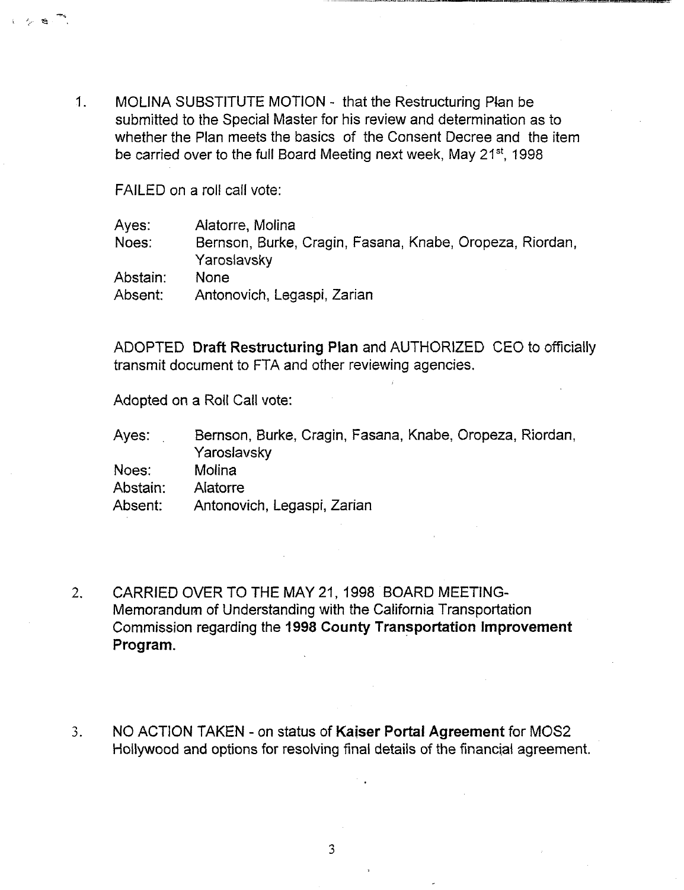1. MOLINA SUBSTITUTE MOTION - that the Restructuring Plan be submitted to the Special Master for his review and determination as to whether the Plan meets the basics of the Consent Decree and the item be carried over to the full Board Meeting next week, May 21st, 1998

   FAILED on a roll call vote:

   | | |
   |---|---|
   | Ayes: | Alatorre, Molina |
   | Noes: | Bernson, Burke, Cragin, Fasana, Knabe, Oropeza, Riordan, Yaroslavsky |
   | Abstain: | None |
   | Absent: | Antonovich, Legaspi, Zarian |

   ADOPTED **Draft Restructuring Plan** and AUTHORIZED CEO to officially transmit document to FTA and other reviewing agencies.

   Adopted on a Roll Call vote:

   | | |
   |---|---|
   | Ayes: | Bernson, Burke, Cragin, Fasana, Knabe, Oropeza, Riordan, Yaroslavsky |
   | Noes: | Molina |
   | Abstain: | Alatorre |
   | Absent: | Antonovich, Legaspi, Zarian |

2. CARRIED OVER TO THE MAY 21, 1998 BOARD MEETING- Memorandum of Understanding with the California Transportation Commission regarding the **1998 County Transportation Improvement Program.**

3. NO ACTION TAKEN - on status of **Kaiser Portal Agreement** for MOS2 Hollywood and options for resolving final details of the financial agreement.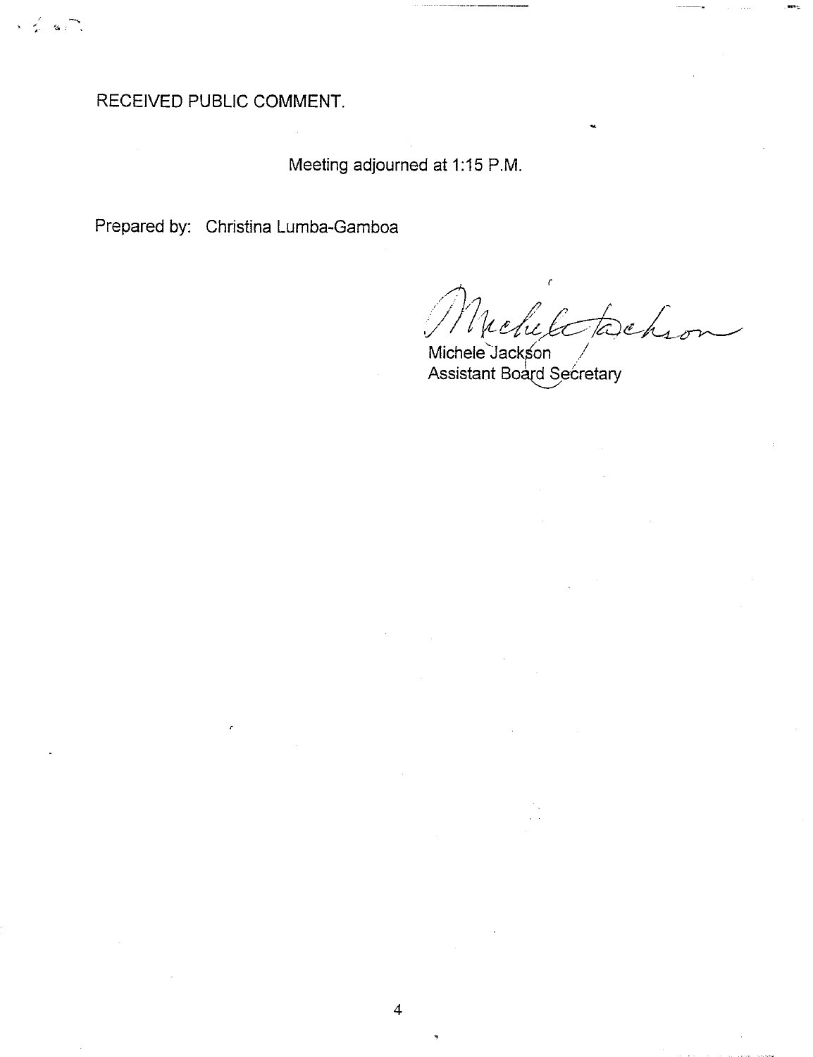RECEIVED PUBLIC COMMENT.

Meeting adjourned at 1:15 P.M.

Prepared by: Christina Lumba-Gamboa

Michele Jackson
Assistant Board Secretary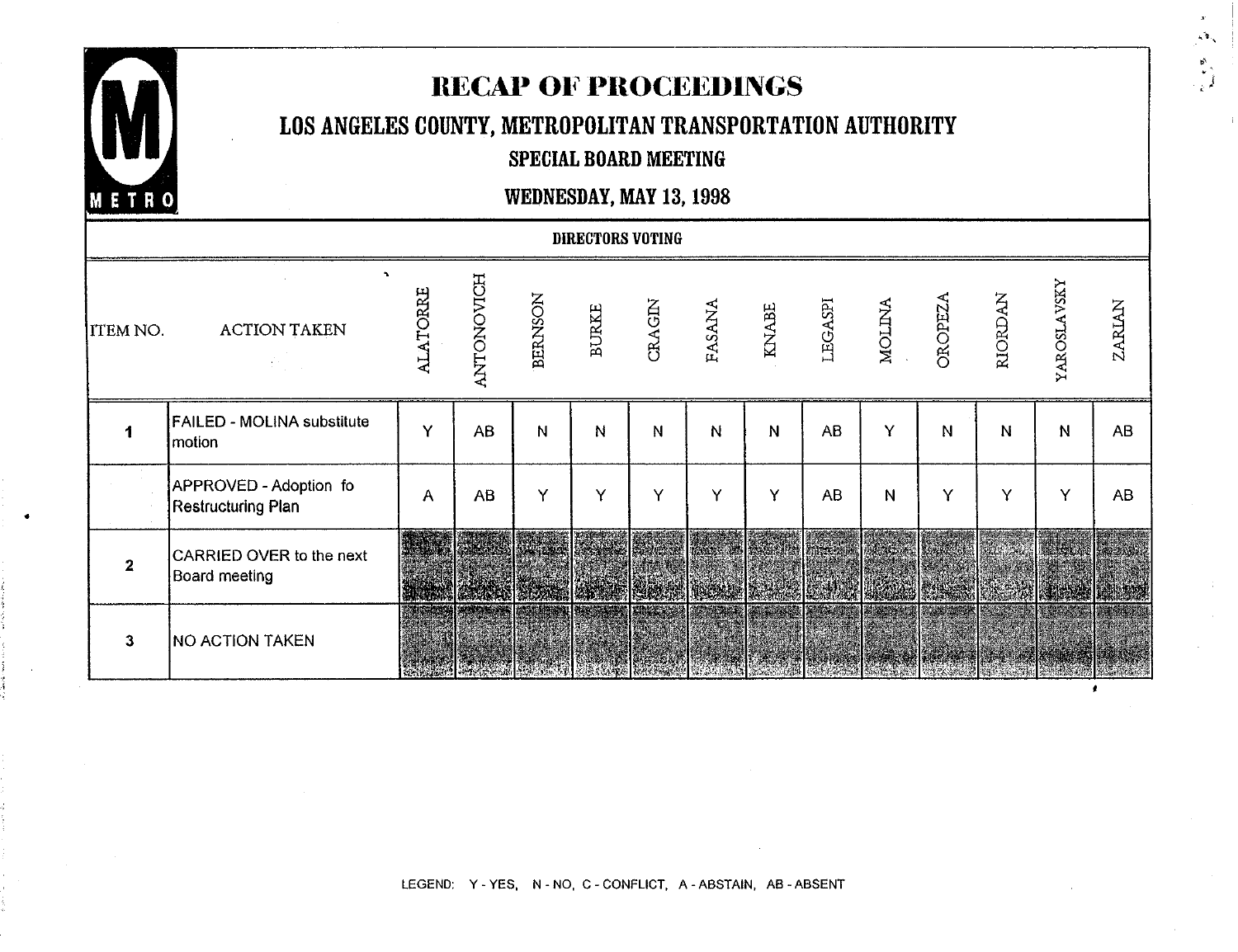# RECAP OF PROCEEDINGS

## LOS ANGELES COUNTY, METROPOLITAN TRANSPORTATION AUTHORITY

### SPECIAL BOARD MEETING

### WEDNESDAY, MAY 13, 1998

**DIRECTORS VOTING**

| ITEM NO. | ACTION TAKEN | ALATORRE | ANTONOVICH | BERNSON | BURKE | CRAGIN | FASANA | KNABE | LEGASPI | MOLINA | OROPEZA | RIORDAN | YAROSLAVSKY | ZARIAN |
|---|---|---|---|---|---|---|---|---|---|---|---|---|---|---|
| 1 | FAILED - MOLINA substitute motion | Y | AB | N | N | N | N | N | AB | Y | N | N | N | AB |
| | APPROVED - Adoption fo Restructuring Plan | A | AB | Y | Y | Y | Y | Y | AB | N | Y | Y | Y | AB |
| 2 | CARRIED OVER to the next Board meeting | | | | | | | | | | | | | |
| 3 | NO ACTION TAKEN | | | | | | | | | | | | | |

LEGEND: Y - YES, N - NO, C - CONFLICT, A - ABSTAIN, AB - ABSENT